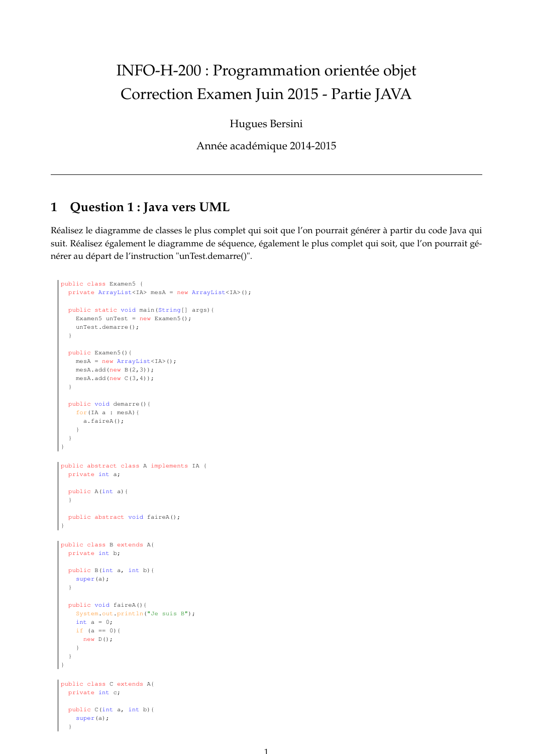# INFO-H-200 : Programmation orientée objet
# Correction Examen Juin 2015 - Partie JAVA

Hugues Bersini

Année académique 2014-2015

---

## 1 Question 1 : Java vers UML

Réalisez le diagramme de classes le plus complet qui soit que l'on pourrait générer à partir du code Java qui suit. Réalisez également le diagramme de séquence, également le plus complet qui soit, que l'on pourrait générer au départ de l'instruction "unTest.demarre()".

```java
public class Examen5 {
  private ArrayList<IA> mesA = new ArrayList<IA>();

  public static void main(String[] args){
    Examen5 unTest = new Examen5();
    unTest.demarre();
  }

  public Examen5(){
    mesA = new ArrayList<IA>();
    mesA.add(new B(2,3));
    mesA.add(new C(3,4));
  }

  public void demarre(){
    for(IA a : mesA){
      a.faireA();
    }
  }
}
```

```java
public abstract class A implements IA {
  private int a;

  public A(int a){
  }

  public abstract void faireA();
}
```

```java
public class B extends A{
  private int b;

  public B(int a, int b){
    super(a);
  }

  public void faireA(){
    System.out.println("Je suis B");
    int a = 0;
    if (a == 0){
      new D();
    }
  }
}
```

```java
public class C extends A{
  private int c;

  public C(int a, int b){
    super(a);
  }
```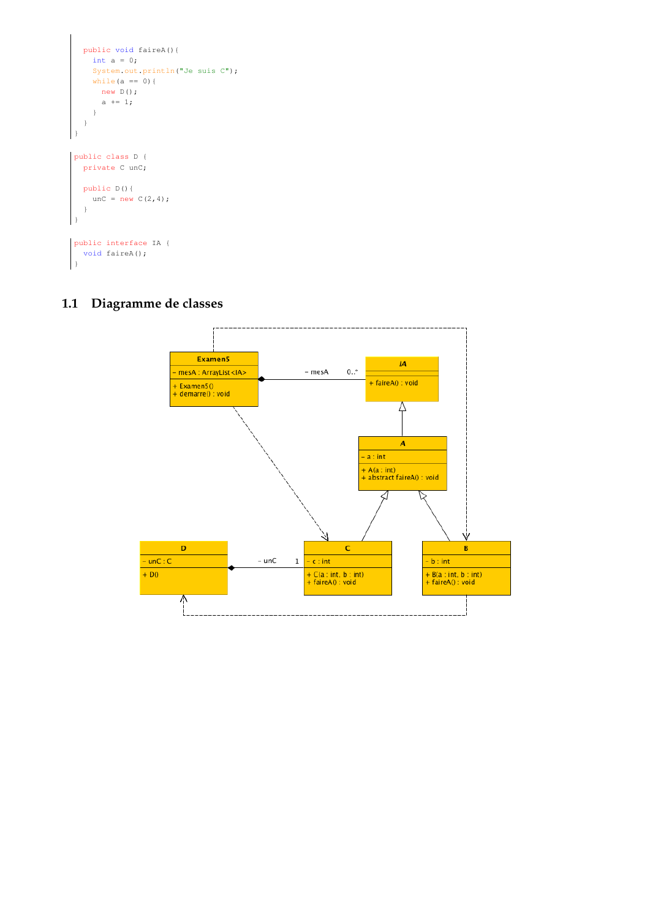```java
    public void faireA(){
        int a = 0;
        System.out.println("Je suis C");
        while(a == 0){
            new D();
            a += 1;
        }
    }
}
```

```java
public class D {
    private C unC;

    public D(){
        unC = new C(2,4);
    }
}
```

```java
public interface IA {
    void faireA();
}
```

## 1.1 Diagramme de classes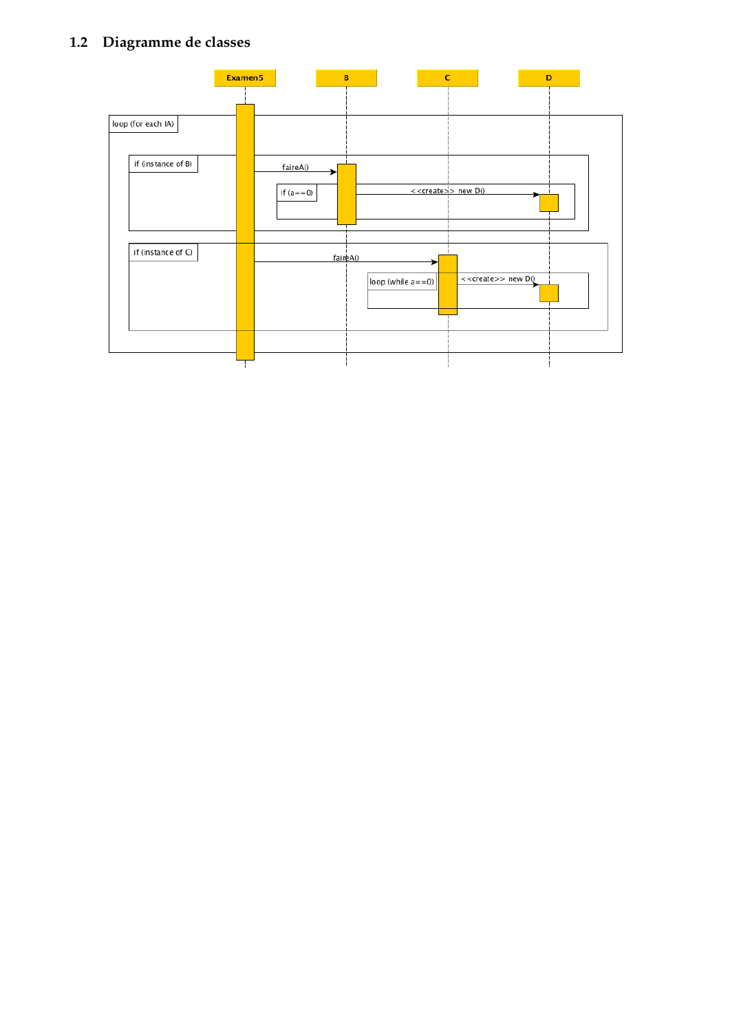## 1.2 Diagramme de classes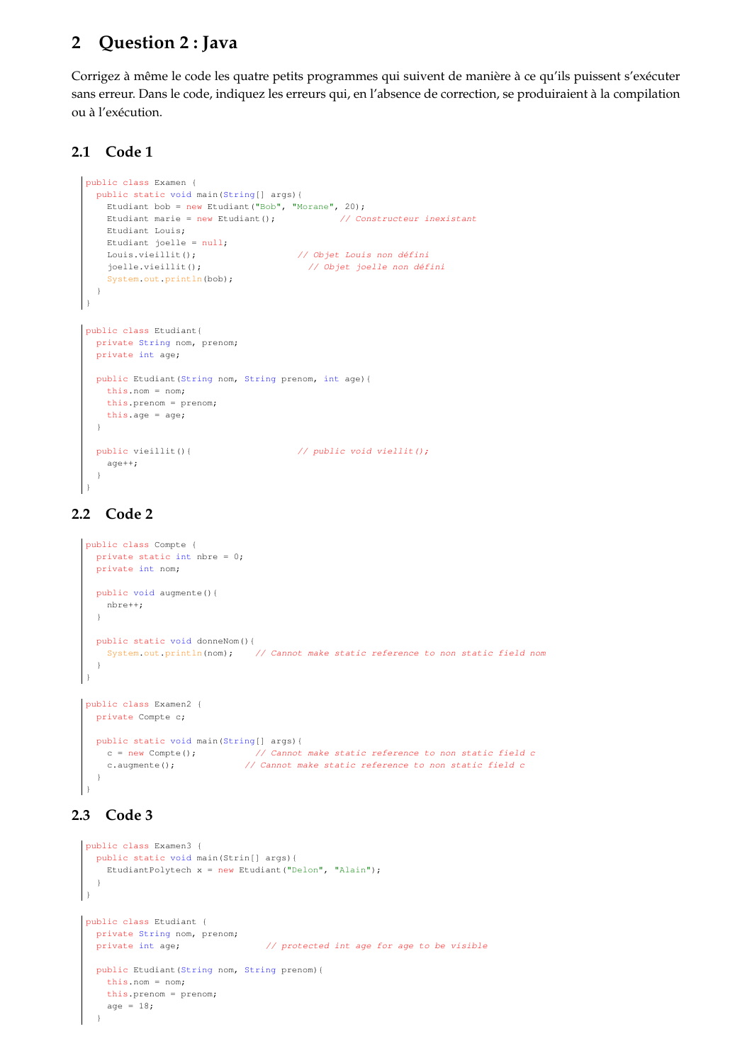## 2 Question 2 : Java

Corrigez à même le code les quatre petits programmes qui suivent de manière à ce qu'ils puissent s'exécuter sans erreur. Dans le code, indiquez les erreurs qui, en l'absence de correction, se produiraient à la compilation ou à l'exécution.

### 2.1 Code 1

```
public class Examen {
  public static void main(String[] args){
    Etudiant bob = new Etudiant("Bob", "Morane", 20);
    Etudiant marie = new Etudiant();             // Constructeur inexistant
    Etudiant Louis;
    Etudiant joelle = null;
    Louis.vieillit();                    // Objet Louis non défini
    joelle.vieillit();                     // Objet joelle non défini
    System.out.println(bob);
  }
}
```

```
public class Etudiant{
  private String nom, prenom;
  private int age;

  public Etudiant(String nom, String prenom, int age){
    this.nom = nom;
    this.prenom = prenom;
    this.age = age;
  }

  public vieillit(){                     // public void viellit();
    age++;
  }
}
```

### 2.2 Code 2

```
public class Compte {
  private static int nbre = 0;
  private int nom;

  public void augmente(){
    nbre++;
  }

  public static void donneNom(){
    System.out.println(nom);    // Cannot make static reference to non static field nom
  }
}
```

```
public class Examen2 {
  private Compte c;

  public static void main(String[] args){
    c = new Compte();           // Cannot make static reference to non static field c
    c.augmente();             // Cannot make static reference to non static field c
  }
}
```

### 2.3 Code 3

```
public class Examen3 {
  public static void main(Strin[] args){
    EtudiantPolytech x = new Etudiant("Delon", "Alain");
  }
}
```

```
public class Etudiant {
  private String nom, prenom;
  private int age;                // protected int age for age to be visible

  public Etudiant(String nom, String prenom){
    this.nom = nom;
    this.prenom = prenom;
    age = 18;
  }
```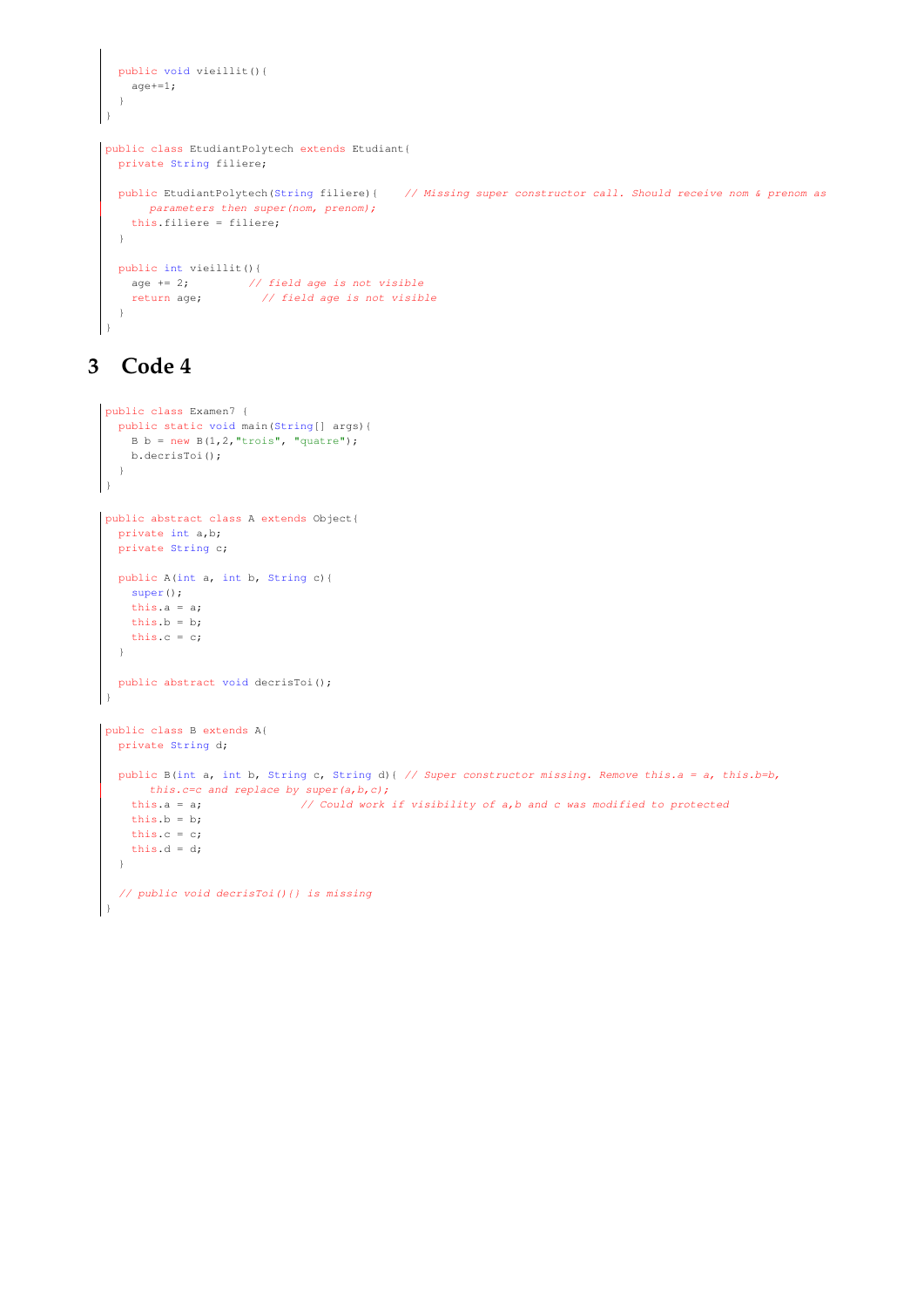```java
  public void vieillit(){
    age+=1;
  }
}
```

```java
public class EtudiantPolytech extends Etudiant{
  private String filiere;

  public EtudiantPolytech(String filiere){    // Missing super constructor call. Should receive nom & prenom as
      parameters then super(nom, prenom);
    this.filiere = filiere;
  }

  public int vieillit(){
    age += 2;         // field age is not visible
    return age;         // field age is not visible
  }
}
```

# 3 Code 4

```java
public class Examen7 {
  public static void main(String[] args){
    B b = new B(1,2,"trois", "quatre");
    b.decrisToi();
  }
}
```

```java
public abstract class A extends Object{
  private int a,b;
  private String c;

  public A(int a, int b, String c){
    super();
    this.a = a;
    this.b = b;
    this.c = c;
  }

  public abstract void decrisToi();
}
```

```java
public class B extends A{
  private String d;

  public B(int a, int b, String c, String d){ // Super constructor missing. Remove this.a = a, this.b=b,
      this.c=c and replace by super(a,b,c);
    this.a = a;               // Could work if visibility of a,b and c was modified to protected
    this.b = b;
    this.c = c;
    this.d = d;
  }

  // public void decrisToi(){} is missing
}
```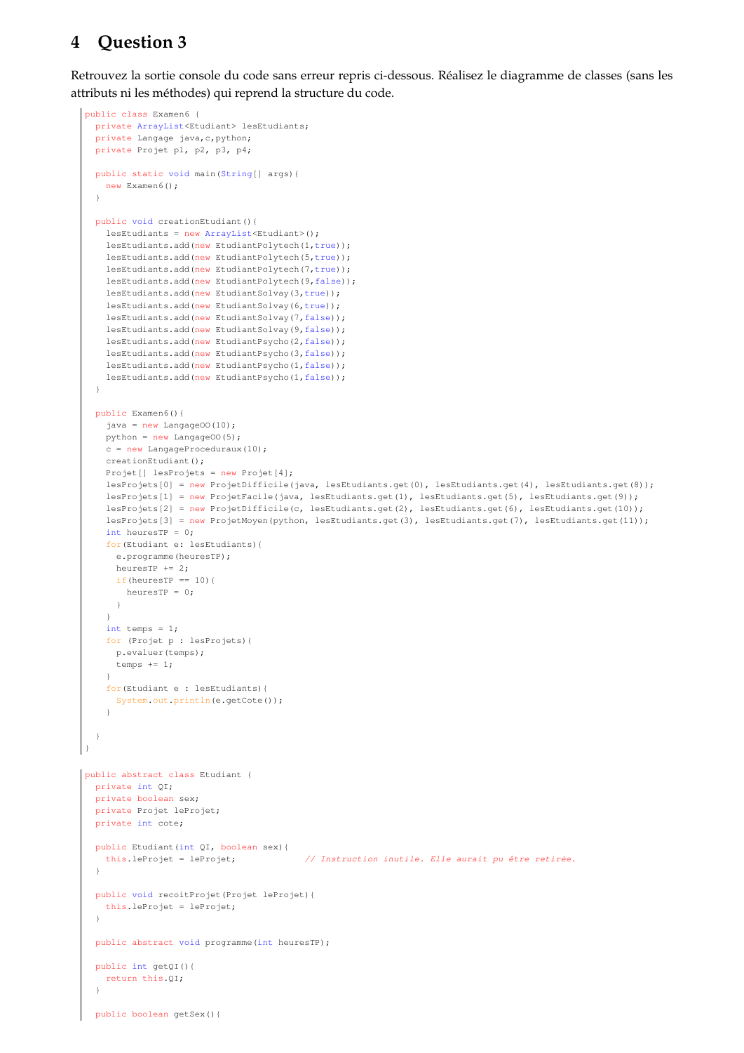# 4 Question 3

Retrouvez la sortie console du code sans erreur repris ci-dessous. Réalisez le diagramme de classes (sans les attributs ni les méthodes) qui reprend la structure du code.

```
public class Examen6 {
  private ArrayList<Etudiant> lesEtudiants;
  private Langage java,c,python;
  private Projet p1, p2, p3, p4;

  public static void main(String[] args){
    new Examen6();
  }

  public void creationEtudiant(){
    lesEtudiants = new ArrayList<Etudiant>();
    lesEtudiants.add(new EtudiantPolytech(1,true));
    lesEtudiants.add(new EtudiantPolytech(5,true));
    lesEtudiants.add(new EtudiantPolytech(7,true));
    lesEtudiants.add(new EtudiantPolytech(9,false));
    lesEtudiants.add(new EtudiantSolvay(3,true));
    lesEtudiants.add(new EtudiantSolvay(6,true));
    lesEtudiants.add(new EtudiantSolvay(7,false));
    lesEtudiants.add(new EtudiantSolvay(9,false));
    lesEtudiants.add(new EtudiantPsycho(2,false));
    lesEtudiants.add(new EtudiantPsycho(3,false));
    lesEtudiants.add(new EtudiantPsycho(1,false));
    lesEtudiants.add(new EtudiantPsycho(1,false));
  }

  public Examen6(){
    java = new LangageOO(10);
    python = new LangageOO(5);
    c = new LangageProceduraux(10);
    creationEtudiant();
    Projet[] lesProjets = new Projet[4];
    lesProjets[0] = new ProjetDifficile(java, lesEtudiants.get(0), lesEtudiants.get(4), lesEtudiants.get(8));
    lesProjets[1] = new ProjetFacile(java, lesEtudiants.get(1), lesEtudiants.get(5), lesEtudiants.get(9));
    lesProjets[2] = new ProjetDifficile(c, lesEtudiants.get(2), lesEtudiants.get(6), lesEtudiants.get(10));
    lesProjets[3] = new ProjetMoyen(python, lesEtudiants.get(3), lesEtudiants.get(7), lesEtudiants.get(11));
    int heuresTP = 0;
    for(Etudiant e: lesEtudiants){
      e.programme(heuresTP);
      heuresTP += 2;
      if(heuresTP == 10){
        heuresTP = 0;
      }
    }
    int temps = 1;
    for (Projet p : lesProjets){
      p.evaluer(temps);
      temps += 1;
    }
    for(Etudiant e : lesEtudiants){
      System.out.println(e.getCote());
    }

  }
}
```

```
public abstract class Etudiant {
  private int QI;
  private boolean sex;
  private Projet leProjet;
  private int cote;

  public Etudiant(int QI, boolean sex){
    this.leProjet = leProjet;             // Instruction inutile. Elle aurait pu être retirée.
  }

  public void recoitProjet(Projet leProjet){
    this.leProjet = leProjet;
  }

  public abstract void programme(int heuresTP);

  public int getQI(){
    return this.QI;
  }

  public boolean getSex(){
```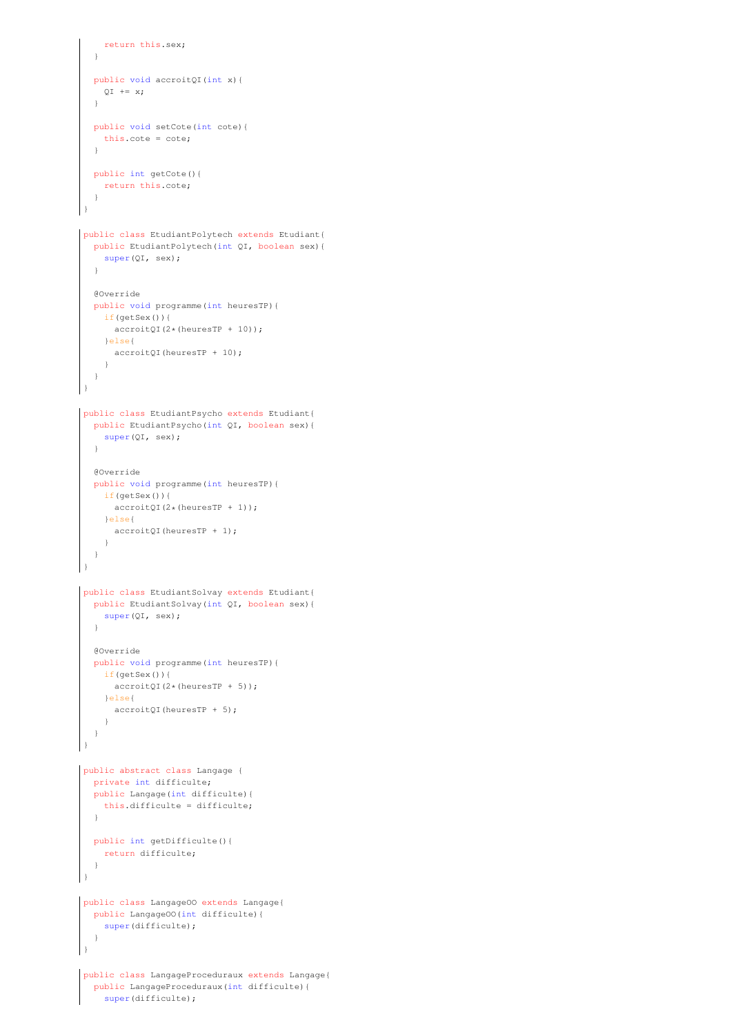```java
    return this.sex;
  }

  public void accroitQI(int x){
    QI += x;
  }

  public void setCote(int cote){
    this.cote = cote;
  }

  public int getCote(){
    return this.cote;
  }
}
```

```java
public class EtudiantPolytech extends Etudiant{
  public EtudiantPolytech(int QI, boolean sex){
    super(QI, sex);
  }

  @Override
  public void programme(int heuresTP){
    if(getSex()){
      accroitQI(2*(heuresTP + 10));
    }else{
      accroitQI(heuresTP + 10);
    }
  }
}
```

```java
public class EtudiantPsycho extends Etudiant{
  public EtudiantPsycho(int QI, boolean sex){
    super(QI, sex);
  }

  @Override
  public void programme(int heuresTP){
    if(getSex()){
      accroitQI(2*(heuresTP + 1));
    }else{
      accroitQI(heuresTP + 1);
    }
  }
}
```

```java
public class EtudiantSolvay extends Etudiant{
  public EtudiantSolvay(int QI, boolean sex){
    super(QI, sex);
  }

  @Override
  public void programme(int heuresTP){
    if(getSex()){
      accroitQI(2*(heuresTP + 5));
    }else{
      accroitQI(heuresTP + 5);
    }
  }
}
```

```java
public abstract class Langage {
  private int difficulte;
  public Langage(int difficulte){
    this.difficulte = difficulte;
  }

  public int getDifficulte(){
    return difficulte;
  }
}
```

```java
public class LangageOO extends Langage{
  public LangageOO(int difficulte){
    super(difficulte);
  }
}
```

```java
public class LangageProceduraux extends Langage{
  public LangageProceduraux(int difficulte){
    super(difficulte);
```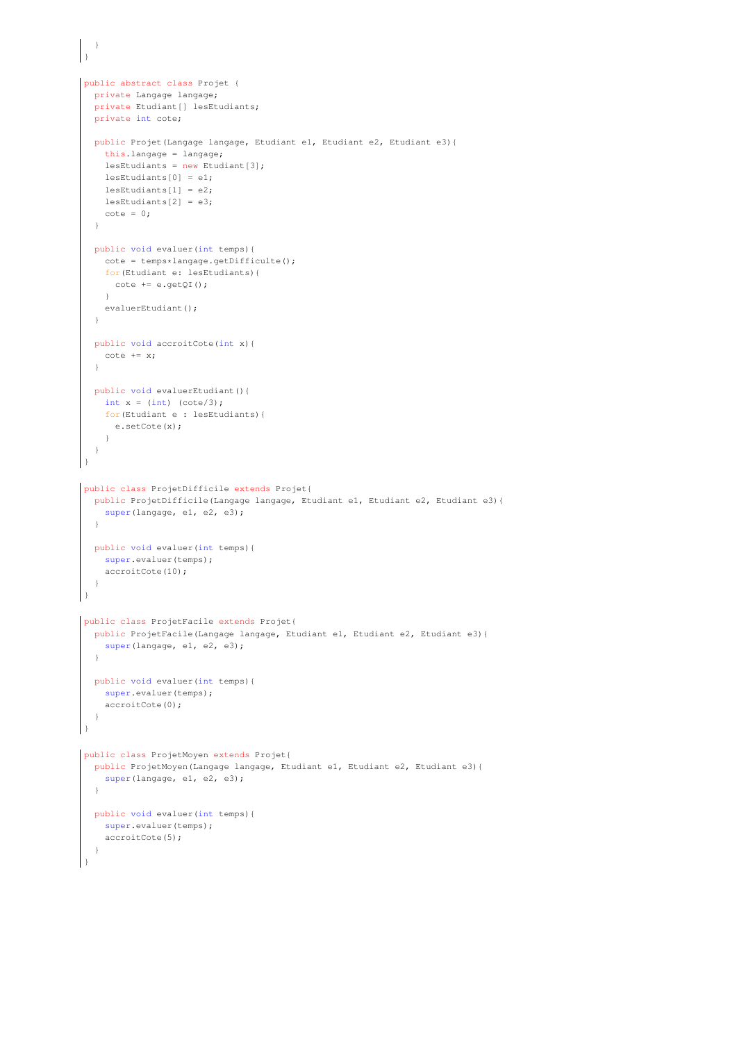```java
    }
}
```

```java
public abstract class Projet {
  private Langage langage;
  private Etudiant[] lesEtudiants;
  private int cote;

  public Projet(Langage langage, Etudiant e1, Etudiant e2, Etudiant e3){
    this.langage = langage;
    lesEtudiants = new Etudiant[3];
    lesEtudiants[0] = e1;
    lesEtudiants[1] = e2;
    lesEtudiants[2] = e3;
    cote = 0;
  }

  public void evaluer(int temps){
    cote = temps*langage.getDifficulte();
    for(Etudiant e: lesEtudiants){
      cote += e.getQI();
    }
    evaluerEtudiant();
  }

  public void accroitCote(int x){
    cote += x;
  }

  public void evaluerEtudiant(){
    int x = (int) (cote/3);
    for(Etudiant e : lesEtudiants){
      e.setCote(x);
    }
  }
}
```

```java
public class ProjetDifficile extends Projet{
  public ProjetDifficile(Langage langage, Etudiant e1, Etudiant e2, Etudiant e3){
    super(langage, e1, e2, e3);
  }

  public void evaluer(int temps){
    super.evaluer(temps);
    accroitCote(10);
  }
}
```

```java
public class ProjetFacile extends Projet{
  public ProjetFacile(Langage langage, Etudiant e1, Etudiant e2, Etudiant e3){
    super(langage, e1, e2, e3);
  }

  public void evaluer(int temps){
    super.evaluer(temps);
    accroitCote(0);
  }
}
```

```java
public class ProjetMoyen extends Projet{
  public ProjetMoyen(Langage langage, Etudiant e1, Etudiant e2, Etudiant e3){
    super(langage, e1, e2, e3);
  }

  public void evaluer(int temps){
    super.evaluer(temps);
    accroitCote(5);
  }
}
```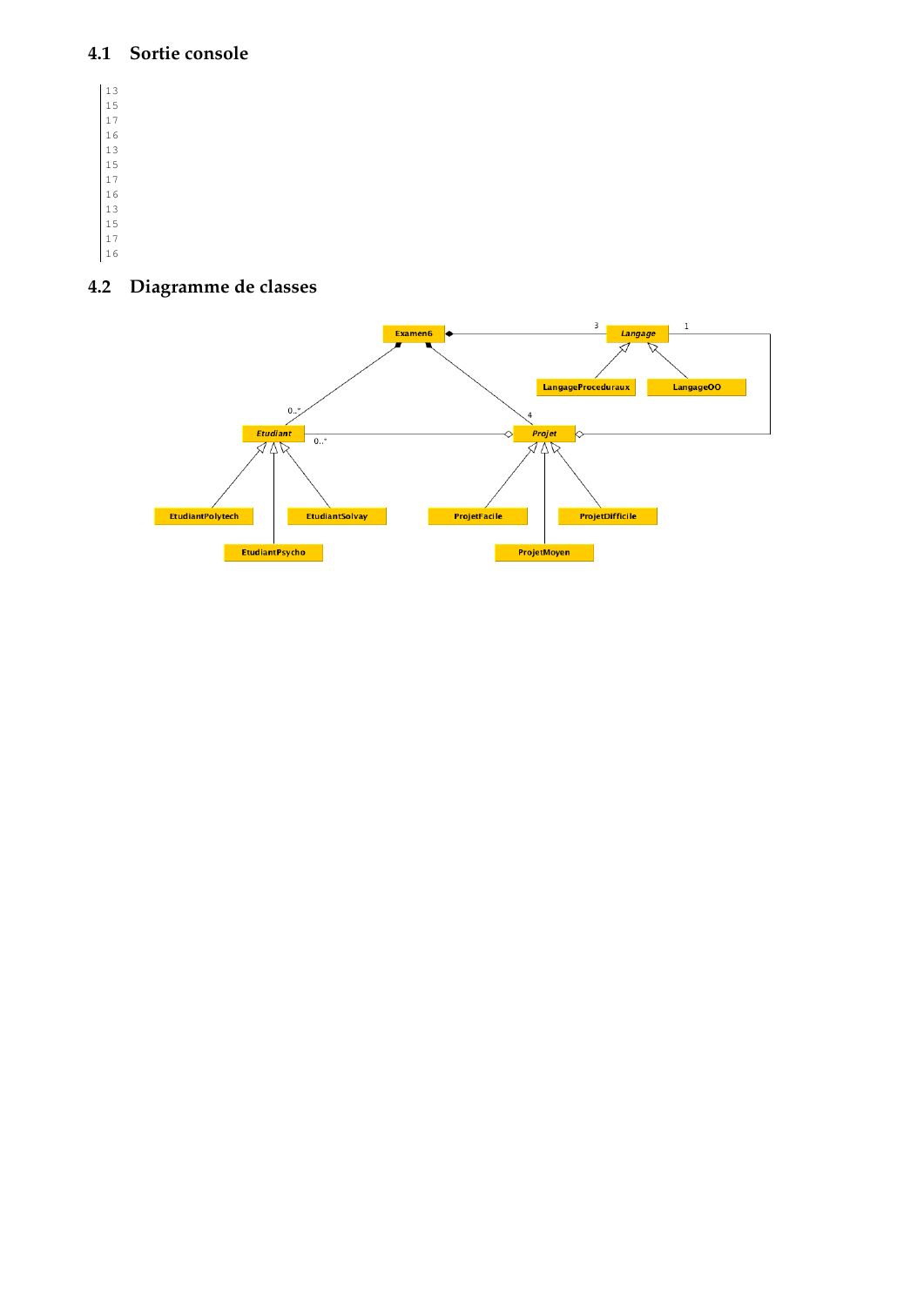### 4.1 Sortie console

```
13
15
17
16
13
15
17
16
13
15
17
16
```

### 4.2 Diagramme de classes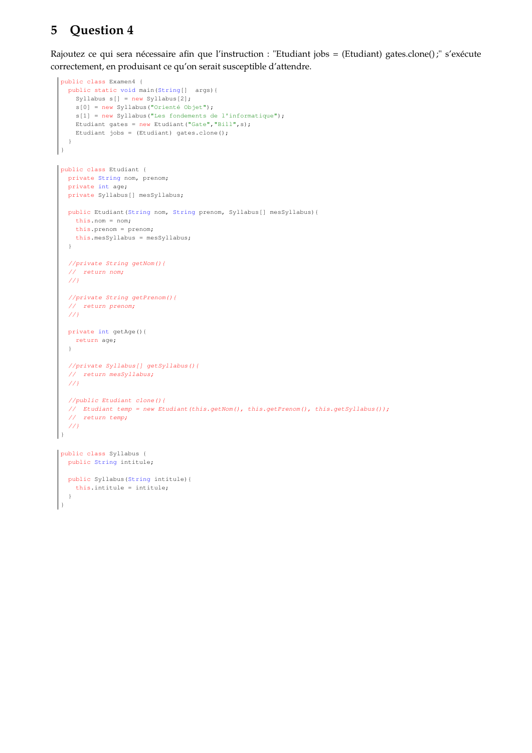# 5 Question 4

Rajoutez ce qui sera nécessaire afin que l'instruction : "Etudiant jobs = (Etudiant) gates.clone();" s'exécute correctement, en produisant ce qu'on serait susceptible d'attendre.

```
public class Examen4 {
  public static void main(String[]  args){
    Syllabus s[] = new Syllabus[2];
    s[0] = new Syllabus("Orienté Objet");
    s[1] = new Syllabus("Les fondements de l'informatique");
    Etudiant gates = new Etudiant("Gate","Bill",s);
    Etudiant jobs = (Etudiant) gates.clone();
  }
}
```

```
public class Etudiant {
  private String nom, prenom;
  private int age;
  private Syllabus[] mesSyllabus;

  public Etudiant(String nom, String prenom, Syllabus[] mesSyllabus){
    this.nom = nom;
    this.prenom = prenom;
    this.mesSyllabus = mesSyllabus;
  }

  //private String getNom(){
  //  return nom;
  //}

  //private String getPrenom(){
  //  return prenom;
  //}

  private int getAge(){
    return age;
  }

  //private Syllabus[] getSyllabus(){
  //  return mesSyllabus;
  //}

  //public Etudiant clone(){
  //  Etudiant temp = new Etudiant(this.getNom(), this.getPrenom(), this.getSyllabus());
  //  return temp;
  //}
}
```

```
public class Syllabus {
  public String intitule;

  public Syllabus(String intitule){
    this.intitule = intitule;
  }
}
```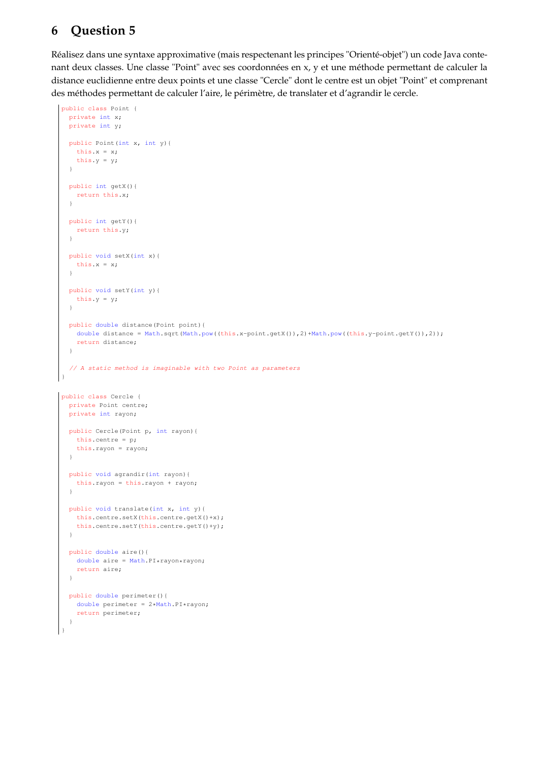# 6 Question 5

Réalisez dans une syntaxe approximative (mais respectenant les principes "Orienté-objet") un code Java contenant deux classes. Une classe "Point" avec ses coordonnées en x, y et une méthode permettant de calculer la distance euclidienne entre deux points et une classe "Cercle" dont le centre est un objet "Point" et comprenant des méthodes permettant de calculer l'aire, le périmètre, de translater et d'agrandir le cercle.

```
public class Point {
  private int x;
  private int y;

  public Point(int x, int y){
    this.x = x;
    this.y = y;
  }

  public int getX(){
    return this.x;
  }

  public int getY(){
    return this.y;
  }

  public void setX(int x){
    this.x = x;
  }

  public void setY(int y){
    this.y = y;
  }

  public double distance(Point point){
    double distance = Math.sqrt(Math.pow((this.x-point.getX()),2)+Math.pow((this.y-point.getY()),2));
    return distance;
  }

  // A static method is imaginable with two Point as parameters
}
```

```
public class Cercle {
  private Point centre;
  private int rayon;

  public Cercle(Point p, int rayon){
    this.centre = p;
    this.rayon = rayon;
  }

  public void agrandir(int rayon){
    this.rayon = this.rayon + rayon;
  }

  public void translate(int x, int y){
    this.centre.setX(this.centre.getX()+x);
    this.centre.setY(this.centre.getY()+y);
  }

  public double aire(){
    double aire = Math.PI*rayon*rayon;
    return aire;
  }

  public double perimeter(){
    double perimeter = 2*Math.PI*rayon;
    return perimeter;
  }
}
```